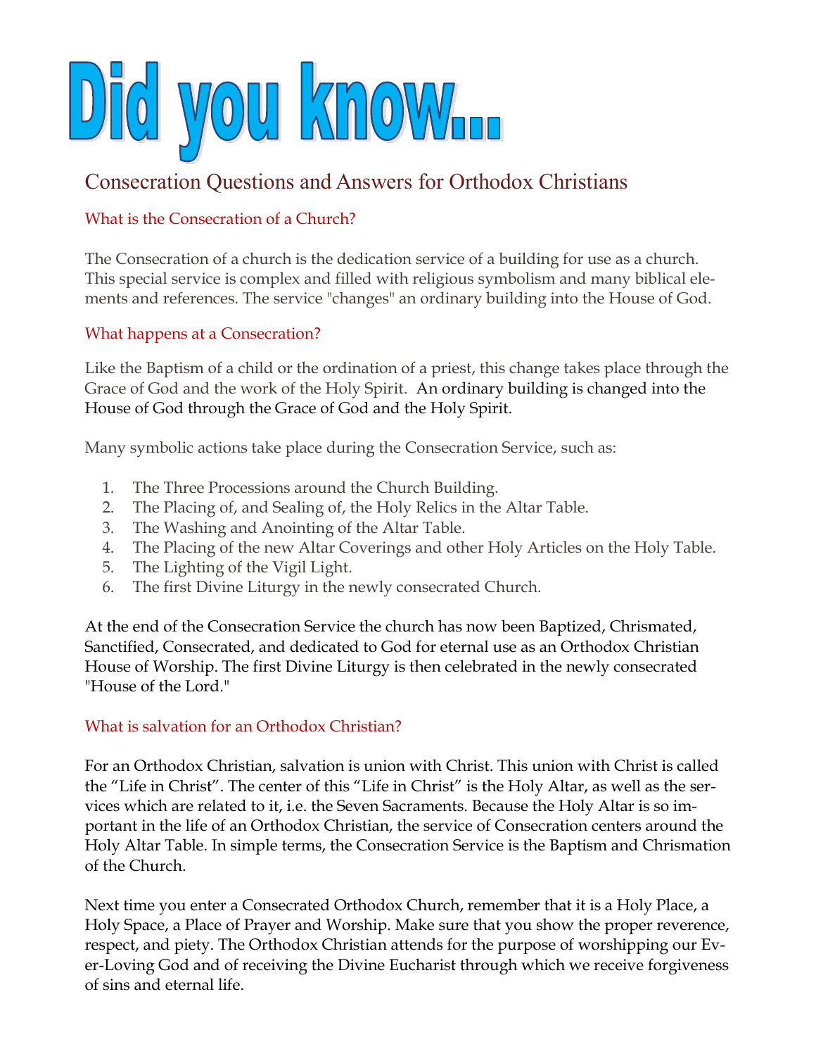# Did you know...

## Consecration Questions and Answers for Orthodox Christians

### What is the Consecration of a Church?

The Consecration of a church is the dedication service of a building for use as a church. This special service is complex and filled with religious symbolism and many biblical elements and references. The service "changes" an ordinary building into the House of God.

### What happens at a Consecration?

Like the Baptism of a child or the ordination of a priest, this change takes place through the Grace of God and the work of the Holy Spirit. An ordinary building is changed into the House of God through the Grace of God and the Holy Spirit.

Many symbolic actions take place during the Consecration Service, such as:

1. The Three Processions around the Church Building.
2. The Placing of, and Sealing of, the Holy Relics in the Altar Table.
3. The Washing and Anointing of the Altar Table.
4. The Placing of the new Altar Coverings and other Holy Articles on the Holy Table.
5. The Lighting of the Vigil Light.
6. The first Divine Liturgy in the newly consecrated Church.

At the end of the Consecration Service the church has now been Baptized, Chrismated, Sanctified, Consecrated, and dedicated to God for eternal use as an Orthodox Christian House of Worship. The first Divine Liturgy is then celebrated in the newly consecrated "House of the Lord."

### What is salvation for an Orthodox Christian?

For an Orthodox Christian, salvation is union with Christ. This union with Christ is called the "Life in Christ". The center of this "Life in Christ" is the Holy Altar, as well as the services which are related to it, i.e. the Seven Sacraments. Because the Holy Altar is so important in the life of an Orthodox Christian, the service of Consecration centers around the Holy Altar Table. In simple terms, the Consecration Service is the Baptism and Chrismation of the Church.

Next time you enter a Consecrated Orthodox Church, remember that it is a Holy Place, a Holy Space, a Place of Prayer and Worship. Make sure that you show the proper reverence, respect, and piety. The Orthodox Christian attends for the purpose of worshipping our Ever-Loving God and of receiving the Divine Eucharist through which we receive forgiveness of sins and eternal life.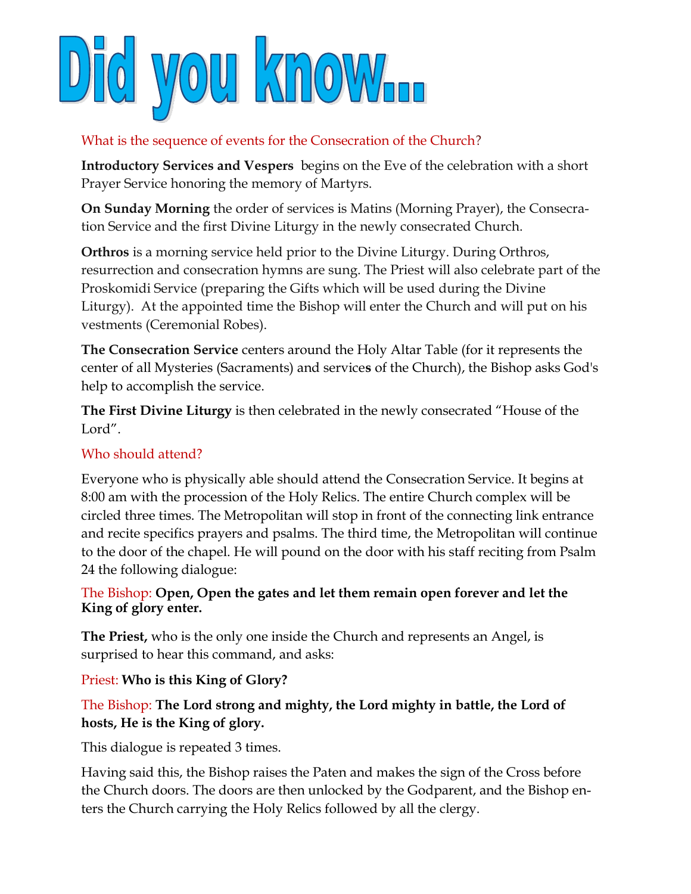# Did you know...

What is the sequence of events for the Consecration of the Church?

**Introductory Services and Vespers** begins on the Eve of the celebration with a short Prayer Service honoring the memory of Martyrs.

**On Sunday Morning** the order of services is Matins (Morning Prayer), the Consecration Service and the first Divine Liturgy in the newly consecrated Church.

**Orthros** is a morning service held prior to the Divine Liturgy. During Orthros, resurrection and consecration hymns are sung. The Priest will also celebrate part of the Proskomidi Service (preparing the Gifts which will be used during the Divine Liturgy). At the appointed time the Bishop will enter the Church and will put on his vestments (Ceremonial Robes).

**The Consecration Service** centers around the Holy Altar Table (for it represents the center of all Mysteries (Sacraments) and services of the Church), the Bishop asks God's help to accomplish the service.

**The First Divine Liturgy** is then celebrated in the newly consecrated "House of the Lord".

Who should attend?

Everyone who is physically able should attend the Consecration Service. It begins at 8:00 am with the procession of the Holy Relics. The entire Church complex will be circled three times. The Metropolitan will stop in front of the connecting link entrance and recite specifics prayers and psalms. The third time, the Metropolitan will continue to the door of the chapel. He will pound on the door with his staff reciting from Psalm 24 the following dialogue:

The Bishop: **Open, Open the gates and let them remain open forever and let the King of glory enter.**

**The Priest,** who is the only one inside the Church and represents an Angel, is surprised to hear this command, and asks:

Priest: **Who is this King of Glory?**

The Bishop: **The Lord strong and mighty, the Lord mighty in battle, the Lord of hosts, He is the King of glory.**

This dialogue is repeated 3 times.

Having said this, the Bishop raises the Paten and makes the sign of the Cross before the Church doors. The doors are then unlocked by the Godparent, and the Bishop enters the Church carrying the Holy Relics followed by all the clergy.